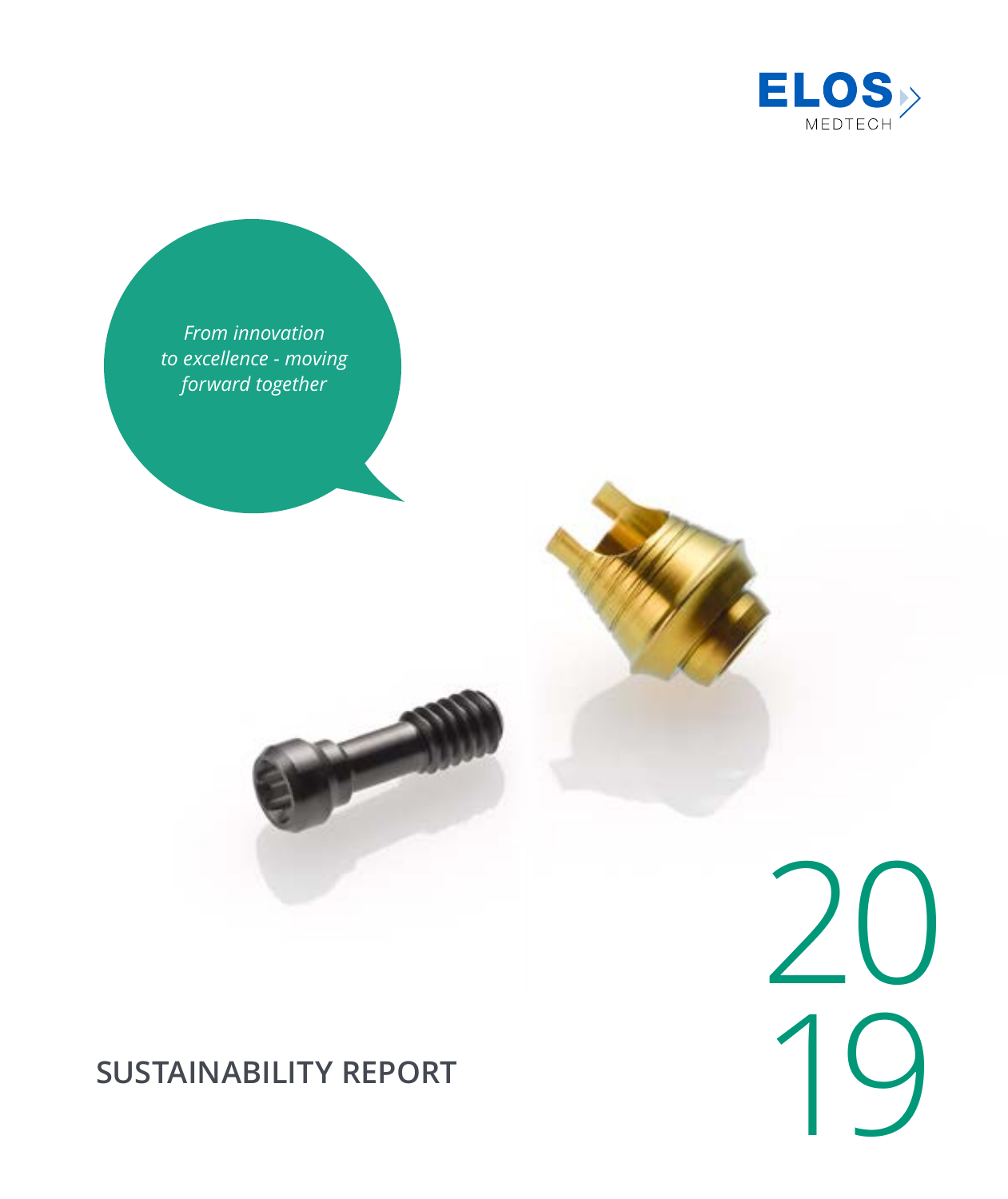ELOS MEDTECH

*From innovation to excellence - moving forward together*

# SUSTAINABILITY REPORT

2019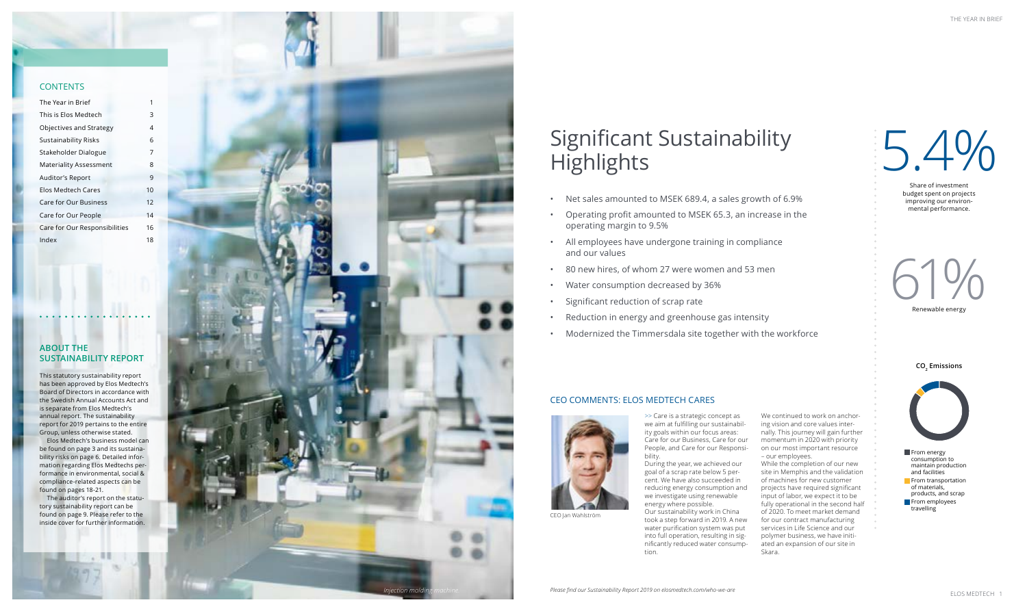## CONTENTS

| | |
|---|---|
| The Year in Brief | 1 |
| This is Elos Medtech | 3 |
| Objectives and Strategy | 4 |
| Sustainability Risks | 6 |
| Stakeholder Dialogue | 7 |
| Materiality Assessment | 8 |
| Auditor's Report | 9 |
| Elos Medtech Cares | 10 |
| Care for Our Business | 12 |
| Care for Our People | 14 |
| Care for Our Responsibilities | 16 |
| Index | 18 |

## ABOUT THE SUSTAINABILITY REPORT

This statutory sustainability report has been approved by Elos Medtech's Board of Directors in accordance with the Swedish Annual Accounts Act and is separate from Elos Medtech's annual report. The sustainability report for 2019 pertains to the entire Group, unless otherwise stated.

Elos Medtech's business model can be found on page 3 and its sustainability risks on page 6. Detailed information regarding Elos Medtechs performance in environmental, social & compliance-related aspects can be found on pages 18-21.

The auditor's report on the statutory sustainability report can be found on page 9. Please refer to the inside cover for further information.

*Injection molding machine.*

# Significant Sustainability Highlights

- Net sales amounted to MSEK 689.4, a sales growth of 6.9%
- Operating profit amounted to MSEK 65.3, an increase in the operating margin to 9.5%
- All employees have undergone training in compliance and our values
- 80 new hires, of whom 27 were women and 53 men
- Water consumption decreased by 36%
- Significant reduction of scrap rate
- Reduction in energy and greenhouse gas intensity
- Modernized the Timmersdala site together with the workforce

5.4%

Share of investment budget spent on projects improving our environmental performance.

61%

Renewable energy

$CO_2$ Emissions

From energy consumption to maintain production and facilities

From transportation of materials, products, and scrap

From employees travelling

## CEO COMMENTS: ELOS MEDTECH CARES

CEO Jan Wahlström

>> Care is a strategic concept as we aim at fulfilling our sustainability goals within our focus areas: Care for our Business, Care for our People, and Care for our Responsibility.

During the year, we achieved our goal of a scrap rate below 5 percent. We have also succeeded in reducing energy consumption and we investigate using renewable energy where possible.

Our sustainability work in China took a step forward in 2019. A new water purification system was put into full operation, resulting in significantly reduced water consumption.

We continued to work on anchoring vision and core values internally. This journey will gain further momentum in 2020 with priority on our most important resource – our employees.

While the completion of our new site in Memphis and the validation of machines for new customer projects have required significant input of labor, we expect it to be fully operational in the second half of 2020. To meet market demand for our contract manufacturing services in Life Science and our polymer business, we have initiated an expansion of our site in Skara.

*Please find our Sustainability Report 2019 on elosmedtech.com/who-we-are*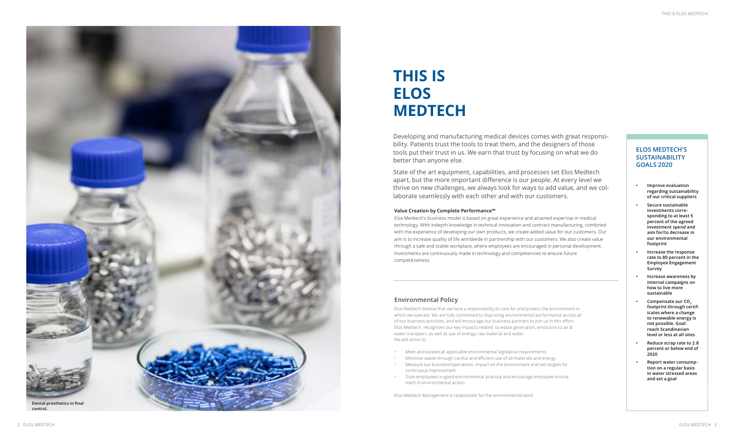Dental prosthetics in final control.

# THIS IS ELOS MEDTECH

Developing and manufacturing medical devices comes with great responsibility. Patients trust the tools to treat them, and the designers of those tools put their trust in us. We earn that trust by focusing on what we do better than anyone else.

State of the art equipment, capabilities, and processes set Elos Medtech apart, but the more important difference is our people. At every level we thrive on new challenges, we always look for ways to add value, and we collaborate seamlessly with each other and with our customers.

**Value Creation by Complete Performance™**

Elos Medtech's business model is based on great experience and attained expertise in medical technology. With indepth knowledge in technical innovation and contract manufacturing, combined with the experience of developing our own products, we create added value for our customers. Our aim is to increase quality of life worldwide in partnership with our customers. We also create value through a safe and stable workplace, where employees are encouraged in personal development. Investments are continuously made in technology and competencies to ensure future competitiveness.

## Environmental Policy

Elos Medtech believe that we have a responsibility to care for and protect the environment in which we operate. We are fully committed to improving environmental performance across all of our business activities, and will encourage our business partners to join us in this effort. Elos Medtech recognizes our key impacts related to waste generation, emissions to air & water, transport, as well as use of energy, raw material and water.
We will strive to:

- Meet and exceed all applicable environmental legislative requirements
- Minimize waste through careful and efficient use of all materials and energy
- Measure our business/operations impact on the environment and set targets for continuous improvement
- Train employees in good environmental practice and encourage employee involvement in environmental action

Elos Medtech Management is responsible for the environmental work.

## ELOS MEDTECH'S SUSTAINABILITY GOALS 2020

- **Improve evaluation regarding sustainability of our critical suppliers**
- **Secure sustainable investments corresponding to at least 5 percent of the agreed investment spend and aim for/to decrease in our environmental footprint**
- **Increase the response rate to 80 percent in the Employee Engagement Survey**
- **Increase awareness by internal campaigns on how to live more sustainable**
- **Compensate our $CO_2$ footprint through certificates where a change to renewable energy is not possible. Goal: reach Scandinavian level or less at all sites**
- **Reduce scrap rate to 2.8 percent or below end of 2020**
- **Report water consumption on a regular basis in water stressed areas and set a goal**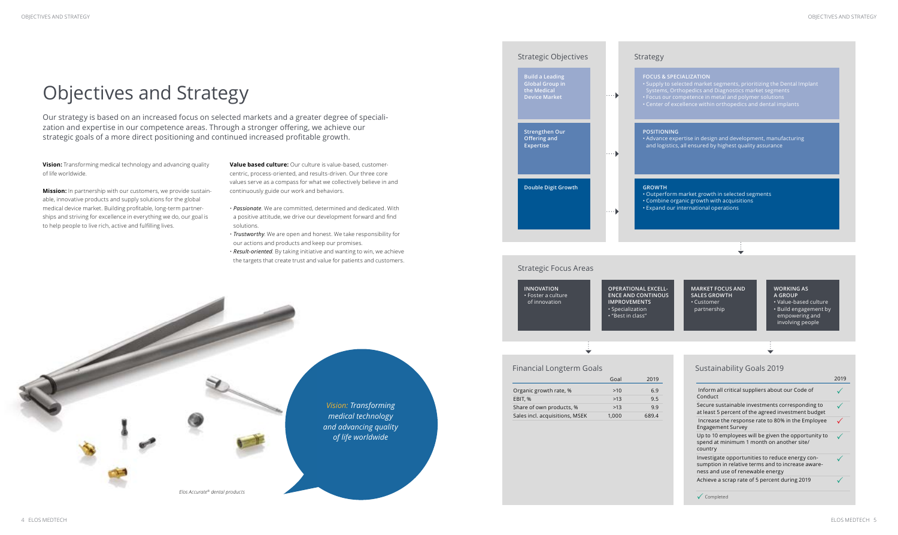# Objectives and Strategy

Our strategy is based on an increased focus on selected markets and a greater degree of specialization and expertise in our competence areas. Through a stronger offering, we achieve our strategic goals of a more direct positioning and continued increased profitable growth.

**Vision:** Transforming medical technology and advancing quality of life worldwide.

**Mission:** In partnership with our customers, we provide sustainable, innovative products and supply solutions for the global medical device market. Building profitable, long-term partnerships and striving for excellence in everything we do, our goal is to help people to live rich, active and fulfilling lives.

**Value based culture:** Our culture is value-based, customer-centric, process-oriented, and results-driven. Our three core values serve as a compass for what we collectively believe in and continuously guide our work and behaviors.

- ***Passionate***. We are committed, determined and dedicated. With a positive attitude, we drive our development forward and find solutions.
- ***Trustworthy***. We are open and honest. We take responsibility for our actions and products and keep our promises.
- ***Result-oriented***. By taking initiative and wanting to win, we achieve the targets that create trust and value for patients and customers.

*Vision: Transforming medical technology and advancing quality of life worldwide*

*Elos Accurate® dental products*

## Strategic Objectives

**Build a Leading Global Group in the Medical Device Market**

**Strengthen Our Offering and Expertise**

**Double Digit Growth**

## Strategy

**FOCUS & SPECIALIZATION**
- Supply to selected market segments, prioritizing the Dental Implant Systems, Orthopedics and Diagnostics market segments
- Focus our competence in metal and polymer solutions
- Center of excellence within orthopedics and dental implants

**POSITIONING**
- Advance expertise in design and development, manufacturing and logistics, all ensured by highest quality assurance

**GROWTH**
- Outperform market growth in selected segments
- Combine organic growth with acquisitions
- Expand our international operations

## Strategic Focus Areas

**INNOVATION**
- Foster a culture of innovation

**OPERATIONAL EXCELLENCE AND CONTINOUS IMPROVEMENTS**
- Specialization
- "Best in class"

**MARKET FOCUS AND SALES GROWTH**
- Customer partnership

**WORKING AS A GROUP**
- Value-based culture
- Build engagement by empowering and involving people

## Financial Longterm Goals

| | Goal | 2019 |
|---|---|---|
| Organic growth rate, % | >10 | 6.9 |
| EBIT, % | >13 | 9.5 |
| Share of own products, % | >13 | 9.9 |
| Sales incl. acquisitions, MSEK | 1,000 | 689.4 |

## Sustainability Goals 2019

| | 2019 |
|---|---|
| Inform all critical suppliers about our Code of Conduct | ✓ |
| Secure sustainable investments corresponding to at least 5 percent of the agreed investment budget | ✓ |
| Increase the response rate to 80% in the Employee Engagement Survey | ✓ |
| Up to 10 employees will be given the opportunity to spend at minimum 1 month on another site/country | ✓ |
| Investigate opportunities to reduce energy consumption in relative terms and to increase awareness and use of renewable energy | ✓ |
| Achieve a scrap rate of 5 percent during 2019 | ✓ |

✓ Completed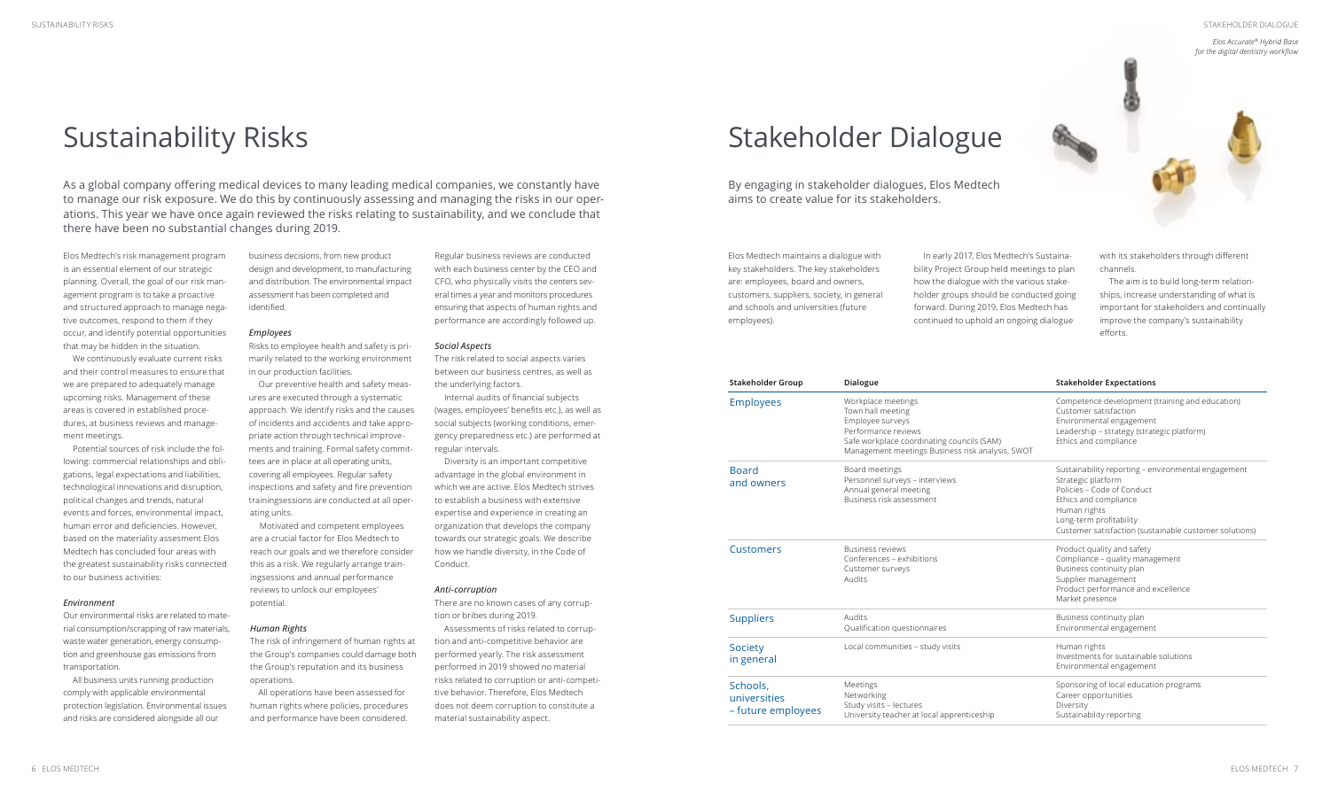# Sustainability Risks

As a global company offering medical devices to many leading medical companies, we constantly have to manage our risk exposure. We do this by continuously assessing and managing the risks in our operations. This year we have once again reviewed the risks relating to sustainability, and we conclude that there have been no substantial changes during 2019.

Elos Medtech's risk management program is an essential element of our strategic planning. Overall, the goal of our risk management program is to take a proactive and structured approach to manage negative outcomes, respond to them if they occur, and identify potential opportunities that may be hidden in the situation.

We continuously evaluate current risks and their control measures to ensure that we are prepared to adequately manage upcoming risks. Management of these areas is covered in established procedures, at business reviews and management meetings.

Potential sources of risk include the following: commercial relationships and obligations, legal expectations and liabilities, technological innovations and disruption, political changes and trends, natural events and forces, environmental impact, human error and deficiencies. However, based on the materiality assesment Elos Medtech has concluded four areas with the greatest sustainability risks connected to our business activities:

*Environment*

Our environmental risks are related to material consumption/scrapping of raw materials, waste water generation, energy consumption and greenhouse gas emissions from transportation.

All business units running production comply with applicable environmental protection legislation. Environmental issues and risks are considered alongside all our business decisions, from new product design and development, to manufacturing and distribution. The environmental impact assessment has been completed and identified.

*Employees*

Risks to employee health and safety is primarily related to the working environment in our production facilities.

Our preventive health and safety measures are executed through a systematic approach. We identify risks and the causes of incidents and accidents and take appropriate action through technical improvements and training. Formal safety committees are in place at all operating units, covering all employees. Regular safety inspections and safety and fire prevention trainingsessions are conducted at all operating units.

Motivated and competent employees are a crucial factor for Elos Medtech to reach our goals and we therefore consider this as a risk. We regularly arrange trainingsessions and annual performance reviews to unlock our employees' potential.

*Human Rights*

The risk of infringement of human rights at the Group's companies could damage both the Group's reputation and its business operations.

All operations have been assessed for human rights where policies, procedures and performance have been considered.

Regular business reviews are conducted with each business center by the CEO and CFO, who physically visits the centers several times a year and monitors procedures ensuring that aspects of human rights and performance are accordingly followed up.

*Social Aspects*

The risk related to social aspects varies between our business centres, as well as the underlying factors.

Internal audits of financial subjects (wages, employees' benefits etc.), as well as social subjects (working conditions, emergency preparedness etc.) are performed at regular intervals.

Diversity is an important competitive advantage in the global environment in which we are active. Elos Medtech strives to establish a business with extensive expertise and experience in creating an organization that develops the company towards our strategic goals. We describe how we handle diversity, in the Code of Conduct.

*Anti-corruption*

There are no known cases of any corruption or bribes during 2019.

Assessments of risks related to corruption and anti-competitive behavior are performed yearly. The risk assessment performed in 2019 showed no material risks related to corruption or anti-competitive behavior. Therefore, Elos Medtech does not deem corruption to constitute a material sustainability aspect.

# Stakeholder Dialogue

*Elos Accurate® Hybrid Base for the digital dentistry workflow*

By engaging in stakeholder dialogues, Elos Medtech aims to create value for its stakeholders.

Elos Medtech maintains a dialogue with key stakeholders. The key stakeholders are: employees, board and owners, customers, suppliers, society, in general and schools and universities (future employees).

In early 2017, Elos Medtech's Sustainability Project Group held meetings to plan how the dialogue with the various stakeholder groups should be conducted going forward. During 2019, Elos Medtech has continued to uphold an ongoing dialogue with its stakeholders through different channels.

The aim is to build long-term relationships, increase understanding of what is important for stakeholders and continually improve the company's sustainability efforts.

| Stakeholder Group | Dialogue | Stakeholder Expectations |
|---|---|---|
| Employees | Workplace meetings<br>Town hall meeting<br>Employee surveys<br>Performance reviews<br>Safe workplace coordinating councils (SAM)<br>Management meetings Business risk analysis, SWOT | Competence development (training and education)<br>Customer satisfaction<br>Environmental engagement<br>Leadership – strategy (strategic platform)<br>Ethics and compliance |
| Board and owners | Board meetings<br>Personnel surveys – interviews<br>Annual general meeting<br>Business risk assessment | Sustainability reporting – environmental engagement<br>Strategic platform<br>Policies – Code of Conduct<br>Ethics and compliance<br>Human rights<br>Long-term profitability<br>Customer satisfaction (sustainable customer solutions) |
| Customers | Business reviews<br>Conferences – exhibitions<br>Customer surveys<br>Audits | Product quality and safety<br>Compliance – quality management<br>Business continuity plan<br>Supplier management<br>Product performance and excellence<br>Market presence |
| Suppliers | Audits<br>Qualification questionnaires | Business continuity plan<br>Environmental engagement |
| Society in general | Local communities – study visits | Human rights<br>Investments for sustainable solutions<br>Environmental engagement |
| Schools, universities – future employees | Meetings<br>Networking<br>Study visits – lectures<br>University teacher at local apprenticeship | Sponsoring of local education programs<br>Career opportunities<br>Diversity<br>Sustainability reporting |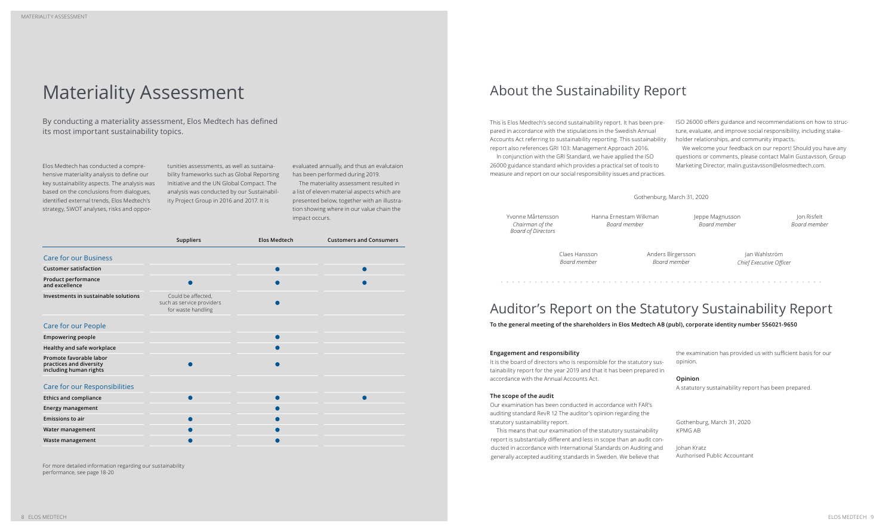# Materiality Assessment

By conducting a materiality assessment, Elos Medtech has defined its most important sustainability topics.

Elos Medtech has conducted a comprehensive materiality analysis to define our key sustainability aspects. The analysis was based on the conclusions from dialogues, identified external trends, Elos Medtech's strategy, SWOT analyses, risks and opportunities assessments, as well as sustainability frameworks such as Global Reporting Initiative and the UN Global Compact. The analysis was conducted by our Sustainability Project Group in 2016 and 2017. It is evaluated annually, and thus an evalutaion has been performed during 2019.

The materiality assessment resulted in a list of eleven material aspects which are presented below, together with an illustration showing where in our value chain the impact occurs.

| | Suppliers | Elos Medtech | Customers and Consumers |
|---|---|---|---|
| **Care for our Business** | | | |
| **Customer satisfaction** | | ● | ● |
| **Product performance and excellence** | ● | ● | ● |
| **Investments in sustainable solutions** | Could be affected, such as service providers for waste handling | ● | |
| **Care for our People** | | | |
| **Empowering people** | | ● | |
| **Healthy and safe workplace** | | ● | |
| **Promote favorable labor practices and diversity including human rights** | ● | ● | |
| **Care for our Responsibilities** | | | |
| **Ethics and compliance** | ● | ● | ● |
| **Energy management** | | ● | |
| **Emissions to air** | ● | ● | |
| **Water management** | ● | ● | |
| **Waste management** | ● | ● | |

For more detailed information regarding our sustainability performance, see page 18-20

# About the Sustainability Report

This is Elos Medtech's second sustainability report. It has been prepared in accordance with the stipulations in the Swedish Annual Accounts Act referring to sustainability reporting. This sustainability report also references GRI 103: Management Approach 2016.

In conjunction with the GRI Standard, we have applied the ISO 26000 guidance standard which provides a practical set of tools to measure and report on our social responsibility issues and practices. ISO 26000 offers guidance and recommendations on how to structure, evaluate, and improve social responsibility, including stakeholder relationships, and community impacts.

We welcome your feedback on our report! Should you have any questions or comments, please contact Malin Gustavsson, Group Marketing Director, malin.gustavsson@elosmedtech.com.

Gothenburg, March 31, 2020

Yvonne Mårtensson
*Chairman of the Board of Directors*

Hanna Ernestam Wilkman
*Board member*

Jeppe Magnusson
*Board member*

Jon Risfelt
*Board member*

Claes Hansson
*Board member*

Anders Birgersson
*Board member*

Jan Wahlström
*Chief Executive Officer*

# Auditor's Report on the Statutory Sustainability Report

**To the general meeting of the shareholders in Elos Medtech AB (publ), corporate identity number 556021-9650**

### Engagement and responsibility

It is the board of directors who is responsible for the statutory sustainability report for the year 2019 and that it has been prepared in accordance with the Annual Accounts Act.

### The scope of the audit

Our examination has been conducted in accordance with FAR's auditing standard RevR 12 The auditor's opinion regarding the statutory sustainability report.

This means that our examination of the statutory sustainability report is substantially different and less in scope than an audit conducted in accordance with International Standards on Auditing and generally accepted auditing standards in Sweden. We believe that the examination has provided us with sufficient basis for our opinion.

### Opinion

A statutory sustainability report has been prepared.

Gothenburg, March 31, 2020
KPMG AB

Johan Kratz
Authorised Public Accountant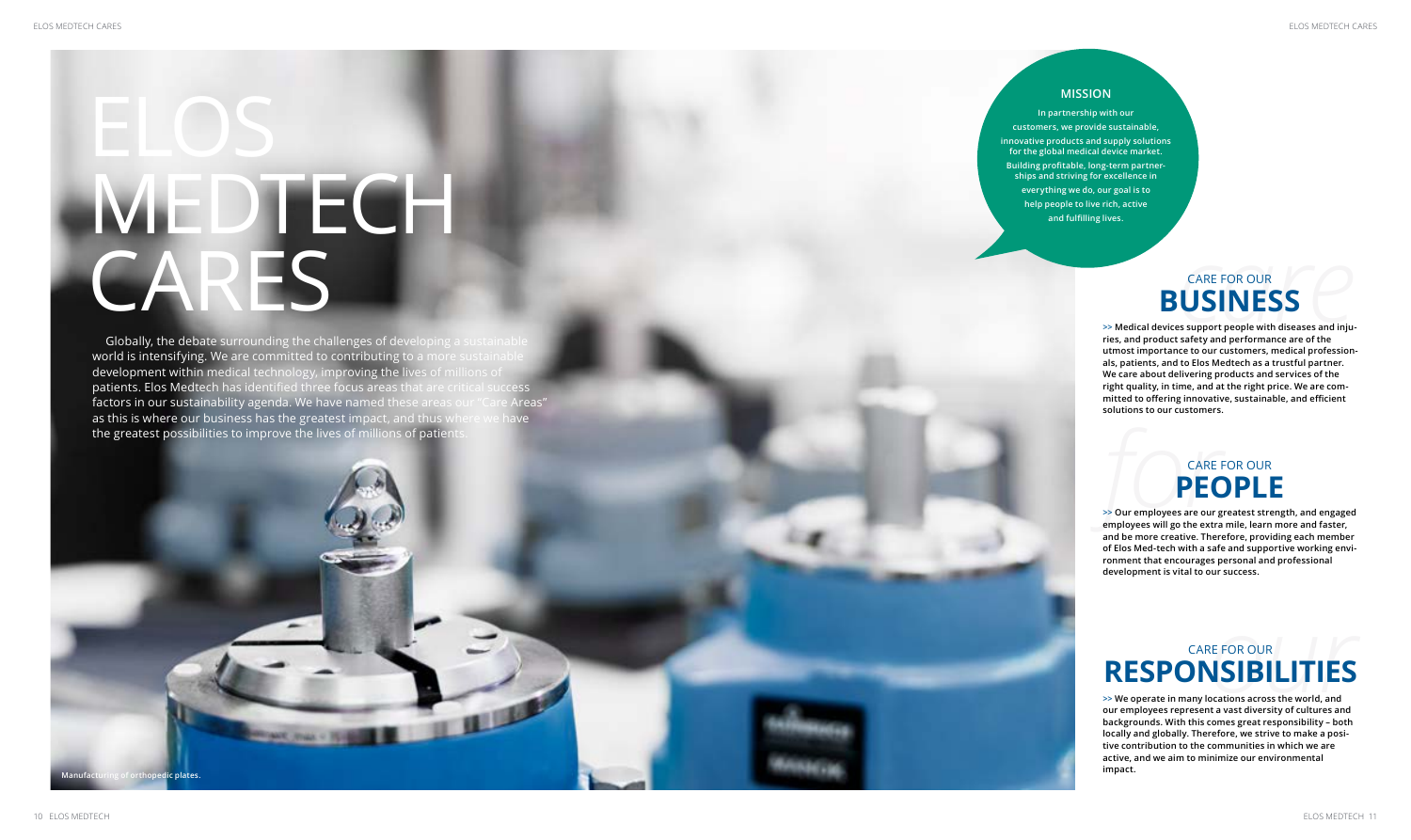# ELOS MEDTECH CARES

Globally, the debate surrounding the challenges of developing a sustainable world is intensifying. We are committed to contributing to a more sustainable development within medical technology, improving the lives of millions of patients. Elos Medtech has identified three focus areas that are critical success factors in our sustainability agenda. We have named these areas our "Care Areas" as this is where our business has the greatest impact, and thus where we have the greatest possibilities to improve the lives of millions of patients.

Manufacturing of orthopedic plates.

**MISSION**

**In partnership with our customers, we provide sustainable, innovative products and supply solutions for the global medical device market. Building profitable, long-term partnerships and striving for excellence in everything we do, our goal is to help people to live rich, active and fulfilling lives.**

## CARE FOR OUR BUSINESS

**>> Medical devices support people with diseases and injuries, and product safety and performance are of the utmost importance to our customers, medical professionals, patients, and to Elos Medtech as a trustful partner. We care about delivering products and services of the right quality, in time, and at the right price. We are committed to offering innovative, sustainable, and efficient solutions to our customers.**

## CARE FOR OUR PEOPLE

**>> Our employees are our greatest strength, and engaged employees will go the extra mile, learn more and faster, and be more creative. Therefore, providing each member of Elos Med-tech with a safe and supportive working environment that encourages personal and professional development is vital to our success.**

## CARE FOR OUR RESPONSIBILITIES

**>> We operate in many locations across the world, and our employees represent a vast diversity of cultures and backgrounds. With this comes great responsibility – both locally and globally. Therefore, we strive to make a positive contribution to the communities in which we are active, and we aim to minimize our environmental impact.**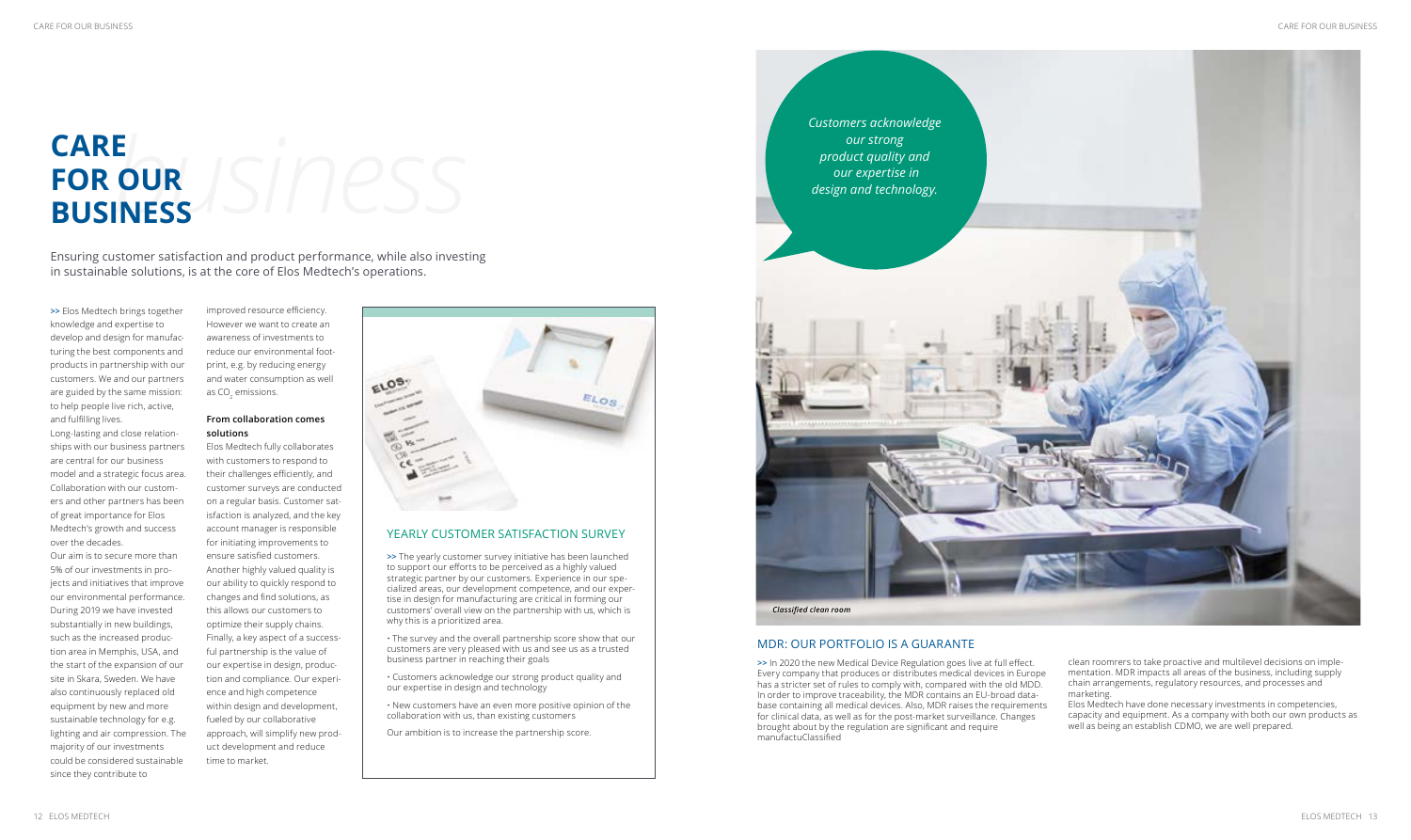# CARE FOR OUR BUSINESS

Ensuring customer satisfaction and product performance, while also investing in sustainable solutions, is at the core of Elos Medtech's operations.

>> Elos Medtech brings together knowledge and expertise to develop and design for manufacturing the best components and products in partnership with our customers. We and our partners are guided by the same mission: to help people live rich, active, and fulfilling lives.

Long-lasting and close relationships with our business partners are central for our business model and a strategic focus area. Collaboration with our customers and other partners has been of great importance for Elos Medtech's growth and success over the decades.

Our aim is to secure more than 5% of our investments in projects and initiatives that improve our environmental performance. During 2019 we have invested substantially in new buildings, such as the increased production area in Memphis, USA, and the start of the expansion of our site in Skara, Sweden. We have also continuously replaced old equipment by new and more sustainable technology for e.g. lighting and air compression. The majority of our investments could be considered sustainable since they contribute to improved resource efficiency. However we want to create an awareness of investments to reduce our environmental footprint, e.g. by reducing energy and water consumption as well as $CO_2$ emissions.

### From collaboration comes solutions

Elos Medtech fully collaborates with customers to respond to their challenges efficiently, and customer surveys are conducted on a regular basis. Customer satisfaction is analyzed, and the key account manager is responsible for initiating improvements to ensure satisfied customers. Another highly valued quality is our ability to quickly respond to changes and find solutions, as this allows our customers to optimize their supply chains. Finally, a key aspect of a successful partnership is the value of our expertise in design, production and compliance. Our experience and high competence within design and development, fueled by our collaborative approach, will simplify new product development and reduce time to market.

## YEARLY CUSTOMER SATISFACTION SURVEY

>> The yearly customer survey initiative has been launched to support our efforts to be perceived as a highly valued strategic partner by our customers. Experience in our specialized areas, our development competence, and our expertise in design for manufacturing are critical in forming our customers' overall view on the partnership with us, which is why this is a prioritized area.

- The survey and the overall partnership score show that our customers are very pleased with us and see us as a trusted business partner in reaching their goals
- Customers acknowledge our strong product quality and our expertise in design and technology
- New customers have an even more positive opinion of the collaboration with us, than existing customers

Our ambition is to increase the partnership score.

*Customers acknowledge our strong product quality and our expertise in design and technology.*

*Classified clean room*

## MDR: OUR PORTFOLIO IS A GUARANTE

>> In 2020 the new Medical Device Regulation goes live at full effect. Every company that produces or distributes medical devices in Europe has a stricter set of rules to comply with, compared with the old MDD. In order to improve traceability, the MDR contains an EU-broad database containing all medical devices. Also, MDR raises the requirements for clinical data, as well as for the post-market surveillance. Changes brought about by the regulation are significant and require manufactuClassified clean roomrers to take proactive and multilevel decisions on implementation. MDR impacts all areas of the business, including supply chain arrangements, regulatory resources, and processes and marketing.

Elos Medtech have done necessary investments in competencies, capacity and equipment. As a company with both our own products as well as being an establish CDMO, we are well prepared.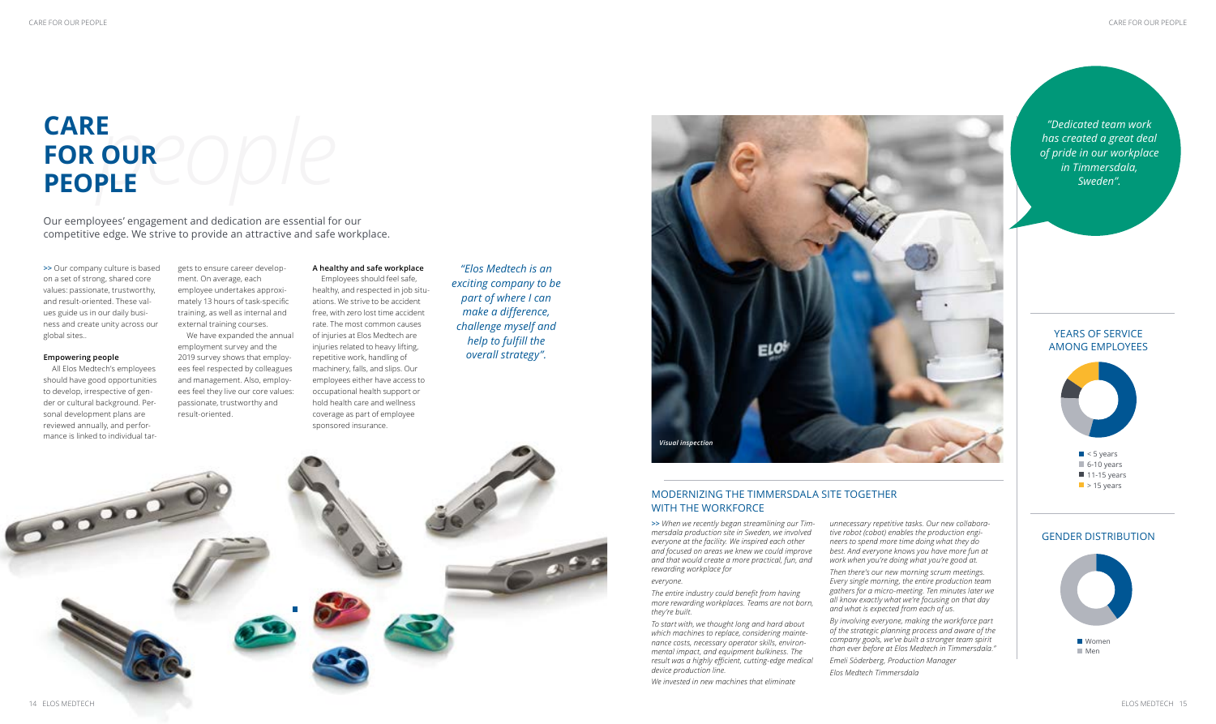# CARE FOR OUR PEOPLE

*people*

Our eemployees' engagement and dedication are essential for our competitive edge. We strive to provide an attractive and safe workplace.

>> Our company culture is based on a set of strong, shared core values: passionate, trustworthy, and result-oriented. These values guide us in our daily business and create unity across our global sites..

**Empowering people**

All Elos Medtech's employees should have good opportunities to develop, irrespective of gender or cultural background. Personal development plans are reviewed annually, and performance is linked to individual targets to ensure career development. On average, each employee undertakes approximately 13 hours of task-specific training, as well as internal and external training courses.

We have expanded the annual employment survey and the 2019 survey shows that employees feel respected by colleagues and management. Also, employees feel they live our core values: passionate, trustworthy and result-oriented.

**A healthy and safe workplace**

Employees should feel safe, healthy, and respected in job situations. We strive to be accident free, with zero lost time accident rate. The most common causes of injuries at Elos Medtech are injuries related to heavy lifting, repetitive work, handling of machinery, falls, and slips. Our employees either have access to occupational health support or hold health care and wellness coverage as part of employee sponsored insurance.

*"Elos Medtech is an exciting company to be part of where I can make a difference, challenge myself and help to fulfill the overall strategy".*

*Visual inspection*

*"Dedicated team work has created a great deal of pride in our workplace in Timmersdala, Sweden".*

## YEARS OF SERVICE AMONG EMPLOYEES

< 5 years
6-10 years
11-15 years
> 15 years

## GENDER DISTRIBUTION

Women
Men

## MODERNIZING THE TIMMERSDALA SITE TOGETHER WITH THE WORKFORCE

>> *When we recently began streamlining our Timmersdala production site in Sweden, we involved everyone at the facility. We inspired each other and focused on areas we knew we could improve and that would create a more practical, fun, and rewarding workplace for*

*everyone.*

*The entire industry could benefit from having more rewarding workplaces. Teams are not born, they're built.*

*To start with, we thought long and hard about which machines to replace, considering maintenance costs, necessary operator skills, environmental impact, and equipment bulkiness. The result was a highly efficient, cutting-edge medical device production line.*

*We invested in new machines that eliminate unnecessary repetitive tasks. Our new collaborative robot (cobot) enables the production engineers to spend more time doing what they do best. And everyone knows you have more fun at work when you're doing what you're good at.*

*Then there's our new morning scrum meetings. Every single morning, the entire production team gathers for a micro-meeting. Ten minutes later we all know exactly what we're focusing on that day and what is expected from each of us.*

*By involving everyone, making the workforce part of the strategic planning process and aware of the company goals, we've built a stronger team spirit than ever before at Elos Medtech in Timmersdala."*

*Emeli Söderberg, Production Manager*

*Elos Medtech Timmersdala*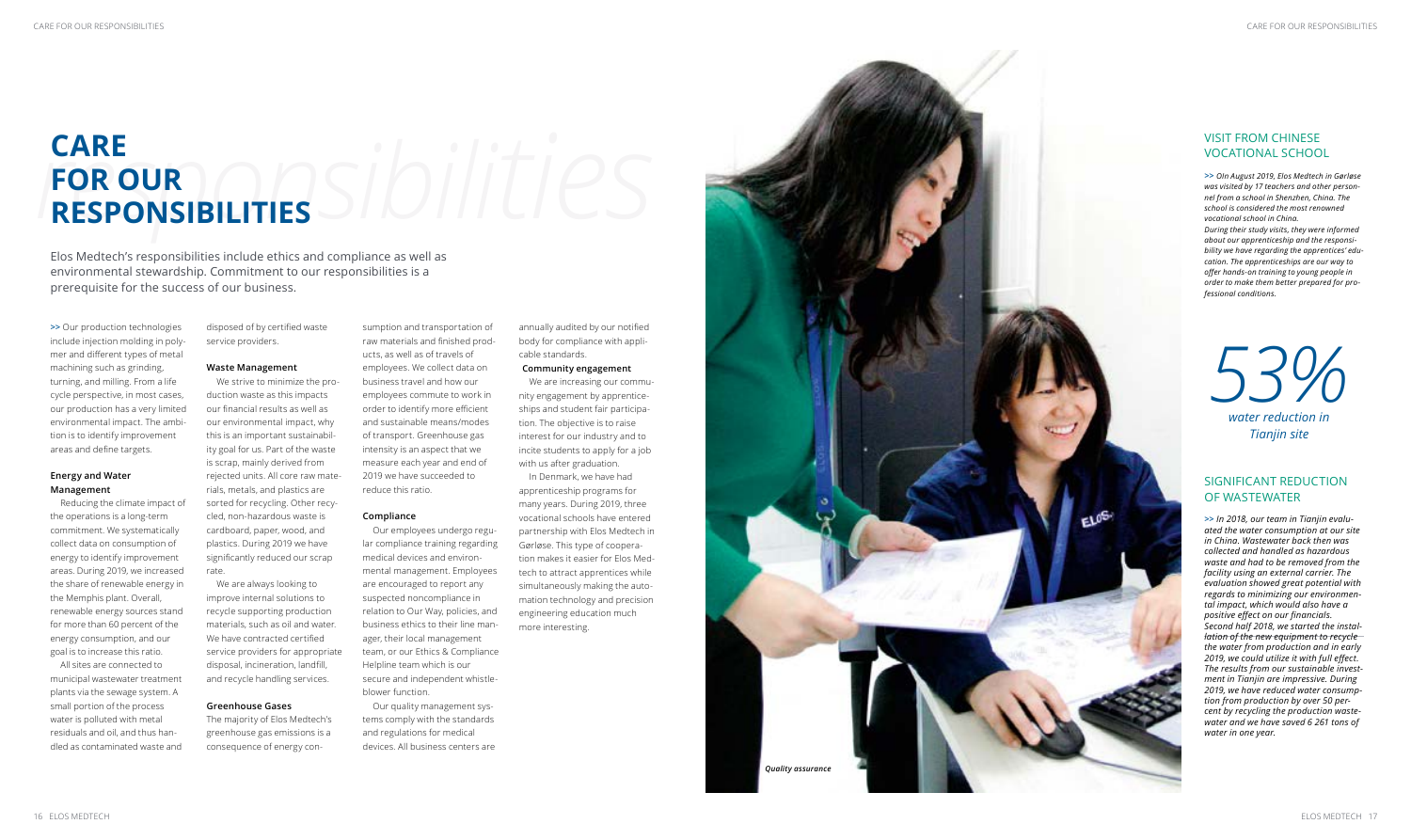# CARE FOR OUR RESPONSIBILITIES

Elos Medtech's responsibilities include ethics and compliance as well as environmental stewardship. Commitment to our responsibilities is a prerequisite for the success of our business.

>> Our production technologies include injection molding in polymer and different types of metal machining such as grinding, turning, and milling. From a life cycle perspective, in most cases, our production has a very limited environmental impact. The ambition is to identify improvement areas and define targets.

### Energy and Water Management

Reducing the climate impact of the operations is a long-term commitment. We systematically collect data on consumption of energy to identify improvement areas. During 2019, we increased the share of renewable energy in the Memphis plant. Overall, renewable energy sources stand for more than 60 percent of the energy consumption, and our goal is to increase this ratio.

All sites are connected to municipal wastewater treatment plants via the sewage system. A small portion of the process water is polluted with metal residuals and oil, and thus handled as contaminated waste and disposed of by certified waste service providers.

### Waste Management

We strive to minimize the production waste as this impacts our financial results as well as our environmental impact, why this is an important sustainability goal for us. Part of the waste is scrap, mainly derived from rejected units. All core raw materials, metals, and plastics are sorted for recycling. Other recycled, non-hazardous waste is cardboard, paper, wood, and plastics. During 2019 we have significantly reduced our scrap rate.

We are always looking to improve internal solutions to recycle supporting production materials, such as oil and water. We have contracted certified service providers for appropriate disposal, incineration, landfill, and recycle handling services.

### Greenhouse Gases

The majority of Elos Medtech's greenhouse gas emissions is a consequence of energy consumption and transportation of raw materials and finished products, as well as of travels of employees. We collect data on business travel and how our employees commute to work in order to identify more efficient and sustainable means/modes of transport. Greenhouse gas intensity is an aspect that we measure each year and end of 2019 we have succeeded to reduce this ratio.

### Compliance

Our employees undergo regular compliance training regarding medical devices and environmental management. Employees are encouraged to report any suspected noncompliance in relation to Our Way, policies, and business ethics to their line manager, their local management team, or our Ethics & Compliance Helpline team which is our secure and independent whistleblower function.

Our quality management systems comply with the standards and regulations for medical devices. All business centers are annually audited by our notified body for compliance with applicable standards.

### Community engagement

We are increasing our community engagement by apprenticeships and student fair participation. The objective is to raise interest for our industry and to incite students to apply for a job with us after graduation.

In Denmark, we have had apprenticeship programs for many years. During 2019, three vocational schools have entered partnership with Elos Medtech in Gørløse. This type of cooperation makes it easier for Elos Medtech to attract apprentices while simultaneously making the automation technology and precision engineering education much more interesting.

*Quality assurance*

## VISIT FROM CHINESE VOCATIONAL SCHOOL

*>> OIn August 2019, Elos Medtech in Gørløse was visited by 17 teachers and other personnel from a school in Shenzhen, China. The school is considered the most renowned vocational school in China.*
*During their study visits, they were informed about our apprenticeship and the responsibility we have regarding the apprentices' education. The apprenticeships are our way to offer hands-on training to young people in order to make them better prepared for professional conditions.*

*53%*
*water reduction in Tianjin site*

## SIGNIFICANT REDUCTION OF WASTEWATER

*>> In 2018, our team in Tianjin evaluated the water consumption at our site in China. Wastewater back then was collected and handled as hazardous waste and had to be removed from the facility using an external carrier. The evaluation showed great potential with regards to minimizing our environmental impact, which would also have a positive effect on our financials. Second half 2018, we started the installation of the new equipment to recycle the water from production and in early 2019, we could utilize it with full effect. The results from our sustainable investment in Tianjin are impressive. During 2019, we have reduced water consumption from production by over 50 percent by recycling the production wastewater and we have saved 6 261 tons of water in one year.*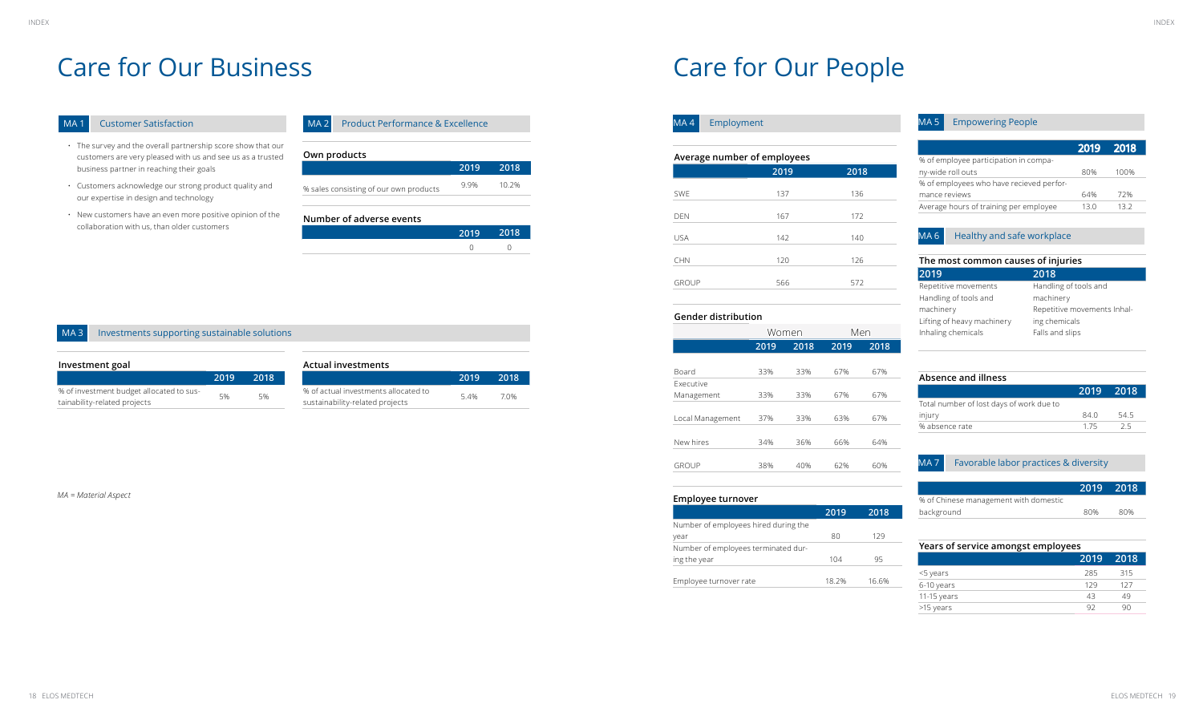# Care for Our Business

## MA 1 Customer Satisfaction

- The survey and the overall partnership score show that our customers are very pleased with us and see us as a trusted business partner in reaching their goals
- Customers acknowledge our strong product quality and our expertise in design and technology
- New customers have an even more positive opinion of the collaboration with us, than older customers

## MA 2 Product Performance & Excellence

### Own products

| | 2019 | 2018 |
|---|---|---|
| % sales consisting of our own products | 9.9% | 10.2% |

### Number of adverse events

| 2019 | 2018 |
|---|---|
| 0 | 0 |

## MA 3 Investments supporting sustainable solutions

### Investment goal

| | 2019 | 2018 |
|---|---|---|
| % of investment budget allocated to sustainability-related projects | 5% | 5% |

### Actual investments

| | 2019 | 2018 |
|---|---|---|
| % of actual investments allocated to sustainability-related projects | 5.4% | 7.0% |

*MA = Material Aspect*

# Care for Our People

## MA 4 Employment

### Average number of employees

| | 2019 | 2018 |
|---|---|---|
| SWE | 137 | 136 |
| DEN | 167 | 172 |
| USA | 142 | 140 |
| CHN | 120 | 126 |
| GROUP | 566 | 572 |

### Gender distribution

| | Women | | Men | |
|---|---|---|---|---|
| | 2019 | 2018 | 2019 | 2018 |
| Board | 33% | 33% | 67% | 67% |
| Executive Management | 33% | 33% | 67% | 67% |
| Local Management | 37% | 33% | 63% | 67% |
| New hires | 34% | 36% | 66% | 64% |
| GROUP | 38% | 40% | 62% | 60% |

### Employee turnover

| | 2019 | 2018 |
|---|---|---|
| Number of employees hired during the year | 80 | 129 |
| Number of employees terminated during the year | 104 | 95 |
| Employee turnover rate | 18.2% | 16.6% |

## MA 5 Empowering People

| | 2019 | 2018 |
|---|---|---|
| % of employee participation in company-wide roll outs | 80% | 100% |
| % of employees who have recieved performance reviews | 64% | 72% |
| Average hours of training per employee | 13.0 | 13.2 |

## MA 6 Healthy and safe workplace

### The most common causes of injuries

| 2019 | 2018 |
|---|---|
| Repetitive movements | Handling of tools and machinery |
| Handling of tools and machinery | Repetitive movements Inhaling chemicals |
| Lifting of heavy machinery | Falls and slips |
| Inhaling chemicals | |

### Absence and illness

| | 2019 | 2018 |
|---|---|---|
| Total number of lost days of work due to injury | 84.0 | 54.5 |
| % absence rate | 1.75 | 2.5 |

## MA 7 Favorable labor practices & diversity

| | 2019 | 2018 |
|---|---|---|
| % of Chinese management with domestic background | 80% | 80% |

### Years of service amongst employees

| | 2019 | 2018 |
|---|---|---|
| <5 years | 285 | 315 |
| 6-10 years | 129 | 127 |
| 11-15 years | 43 | 49 |
| >15 years | 92 | 90 |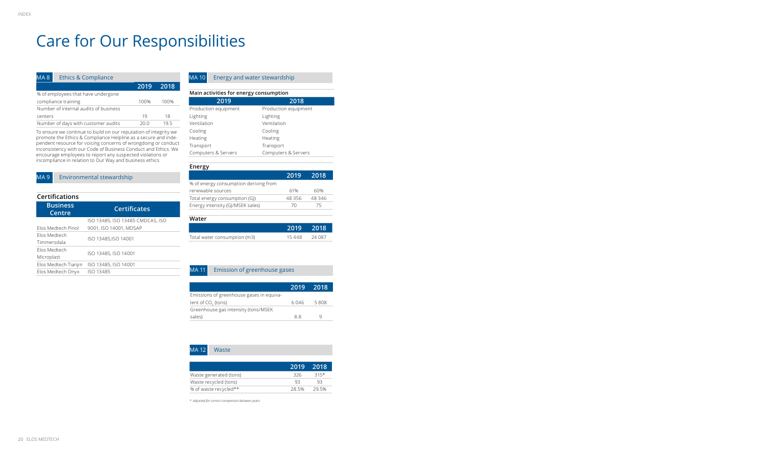# Care for Our Responsibilities

## MA 8 Ethics & Compliance

| | 2019 | 2018 |
|---|---|---|
| % of employees that have undergone compliance training | 100% | 100% |
| Number of internal audits of business centers | 19 | 18 |
| Number of days with customer audits | 20.0 | 19.5 |

To ensure we continue to build on our reputation of integrity we promote the Ethics & Compliance Helpline as a secure and independent resource for voicing concerns of wrongdoing or conduct inconsistency with our Code of Business Conduct and Ethics. We encourage employees to report any suspected violations or incompliance in relation to Our Way and business ethics

## MA 9 Environmental stewardship

### Certifications

| Business Centre | Certificates |
|---|---|
| Elos Medtech Pinol | ISO 13485, ISO 13485 CMDCAS, ISO 9001, ISO 14001, MDSAP |
| Elos Medtech Timmersdala | ISO 13485,ISO 14001 |
| Elos Medtech Microplast | ISO 13485, ISO 14001 |
| Elos Medtech Tianjin | ISO 13485, ISO 14001 |
| Elos Medtech Onyx | ISO 13485 |

## MA 10 Energy and water stewardship

**Main activities for energy consumption**

| 2019 | 2018 |
|---|---|
| Production equipment | Production equipment |
| Lighting | Lighting |
| Ventilation | Ventilation |
| Cooling | Cooling |
| Heating | Heating |
| Transport | Transport |
| Computers & Servers | Computers & Servers |

**Energy**

| | 2019 | 2018 |
|---|---|---|
| % of energy consumption deriving from renewable sources | 61% | 60% |
| Total energy consumption (GJ) | 48 356 | 48 346 |
| Energy intensity (GJ/MSEK sales) | 70 | 75 |

**Water**

| | 2019 | 2018 |
|---|---|---|
| Total water consumption (m3) | 15 448 | 24 087 |

## MA 11 Emission of greenhouse gases

| | 2019 | 2018 |
|---|---|---|
| Emissions of greenhouse gases in equivalent of $CO_2$ (tons) | 6 046 | 5 808 |
| Greenhouse gas intensity (tons/MSEK sales) | 8.8 | 9 |

## MA 12 Waste

| | 2019 | 2018 |
|---|---|---|
| Waste generated (tons) | 326 | 315* |
| Waste recycled (tons) | 93 | 93 |
| % of waste recycled** | 28.5% | 29.5% |

*\* Adjusted for correct comparison between years*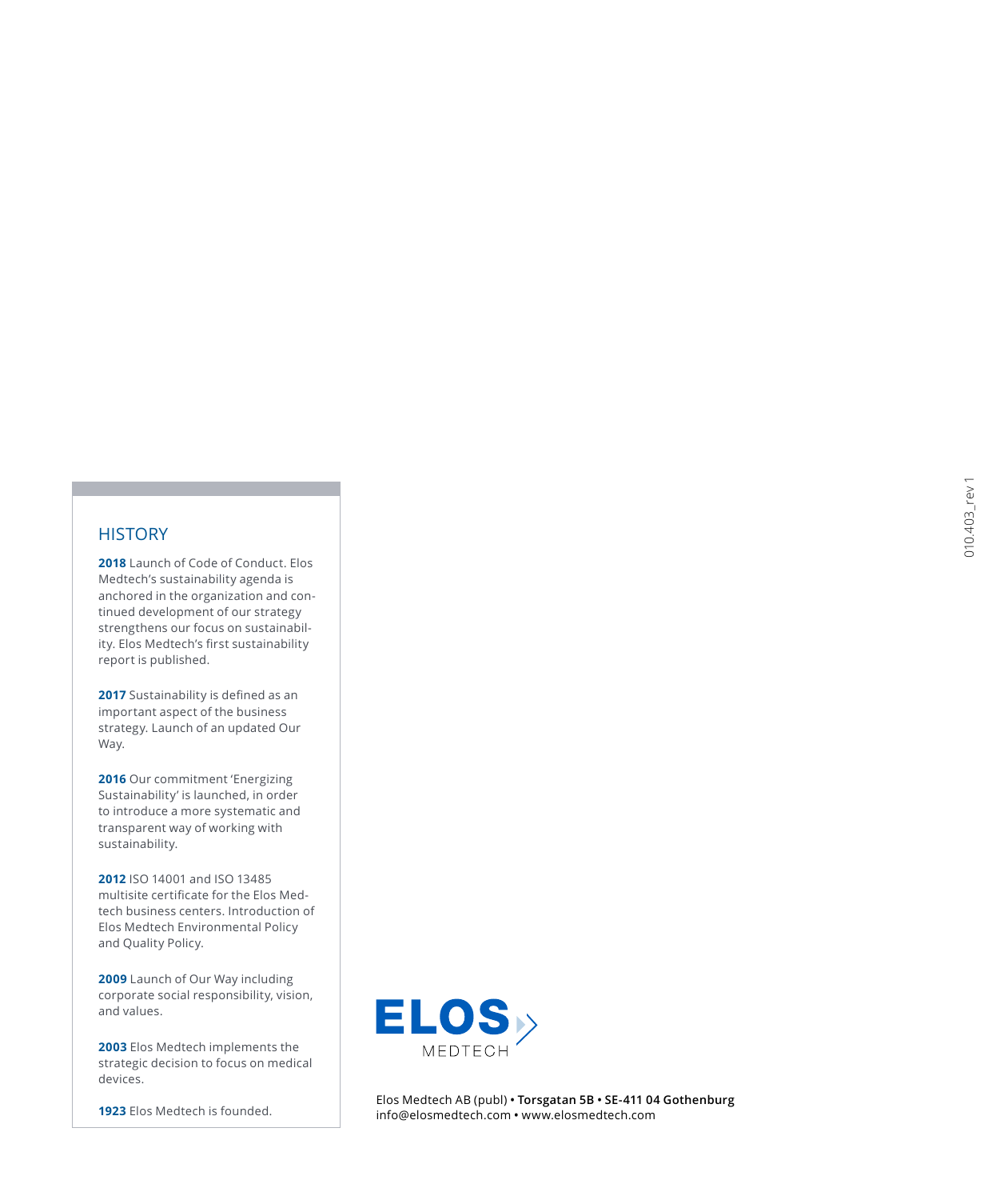## HISTORY

**2018** Launch of Code of Conduct. Elos Medtech's sustainability agenda is anchored in the organization and continued development of our strategy strengthens our focus on sustainability. Elos Medtech's first sustainability report is published.

**2017** Sustainability is defined as an important aspect of the business strategy. Launch of an updated Our Way.

**2016** Our commitment 'Energizing Sustainability' is launched, in order to introduce a more systematic and transparent way of working with sustainability.

**2012** ISO 14001 and ISO 13485 multisite certificate for the Elos Medtech business centers. Introduction of Elos Medtech Environmental Policy and Quality Policy.

**2009** Launch of Our Way including corporate social responsibility, vision, and values.

**2003** Elos Medtech implements the strategic decision to focus on medical devices.

**1923** Elos Medtech is founded.

ELOS MEDTECH

Elos Medtech AB (publ) • **Torsgatan 5B • SE-411 04 Gothenburg**
info@elosmedtech.com • www.elosmedtech.com

010.403_rev 1